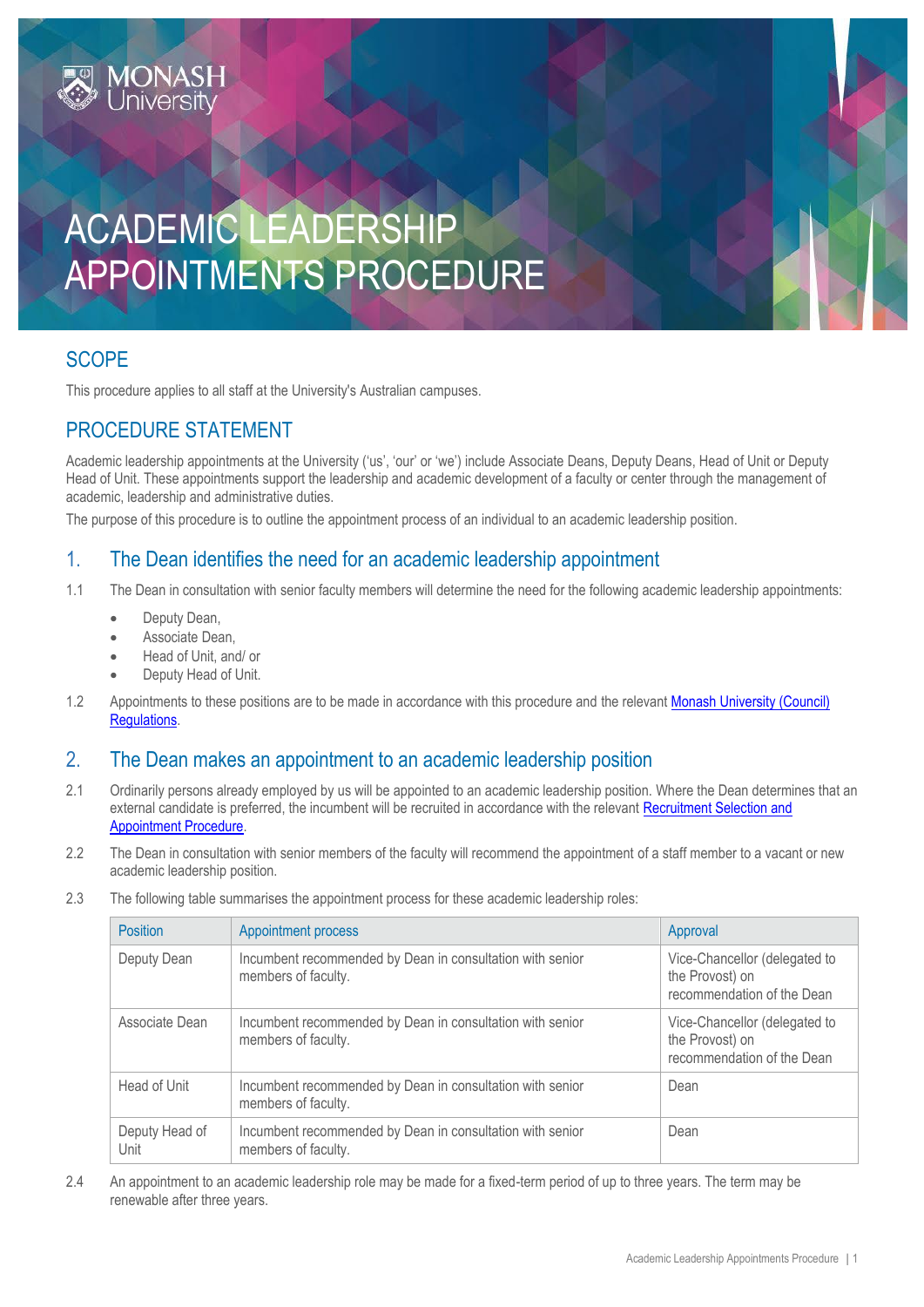# ACADEMIC LEADERSHIP APPOINTMENTS PROCEDURE

## SCOPE

This procedure applies to all staff at the University's Australian campuses.

## PROCEDURE STATEMENT

Academic leadership appointments at the University ('us', 'our' or 'we') include Associate Deans, Deputy Deans, Head of Unit or Deputy Head of Unit. These appointments support the leadership and academic development of a faculty or center through the management of academic, leadership and administrative duties.

The purpose of this procedure is to outline the appointment process of an individual to an academic leadership position.

## 1. The Dean identifies the need for an academic leadership appointment

1.1 The Dean in consultation with senior faculty members will determine the need for the following academic leadership appointments:

- Deputy Dean,
- Associate Dean,
- Head of Unit, and/ or
- Deputy Head of Unit.

1.2 Appointments to these positions are to be made in accordance with this procedure and the relevant Monash University (Council) Regulations.

## 2. The Dean makes an appointment to an academic leadership position

2.1 Ordinarily persons already employed by us will be appointed to an academic leadership position. Where the Dean determines that an external candidate is preferred, the incumbent will be recruited in accordance with the relevant Recruitment Selection and Appointment Procedure.

2.2 The Dean in consultation with senior members of the faculty will recommend the appointment of a staff member to a vacant or new academic leadership position.

2.3 The following table summarises the appointment process for these academic leadership roles:

| Position | Appointment process | Approval |
|---|---|---|
| Deputy Dean | Incumbent recommended by Dean in consultation with senior members of faculty. | Vice-Chancellor (delegated to the Provost) on recommendation of the Dean |
| Associate Dean | Incumbent recommended by Dean in consultation with senior members of faculty. | Vice-Chancellor (delegated to the Provost) on recommendation of the Dean |
| Head of Unit | Incumbent recommended by Dean in consultation with senior members of faculty. | Dean |
| Deputy Head of Unit | Incumbent recommended by Dean in consultation with senior members of faculty. | Dean |

2.4 An appointment to an academic leadership role may be made for a fixed-term period of up to three years. The term may be renewable after three years.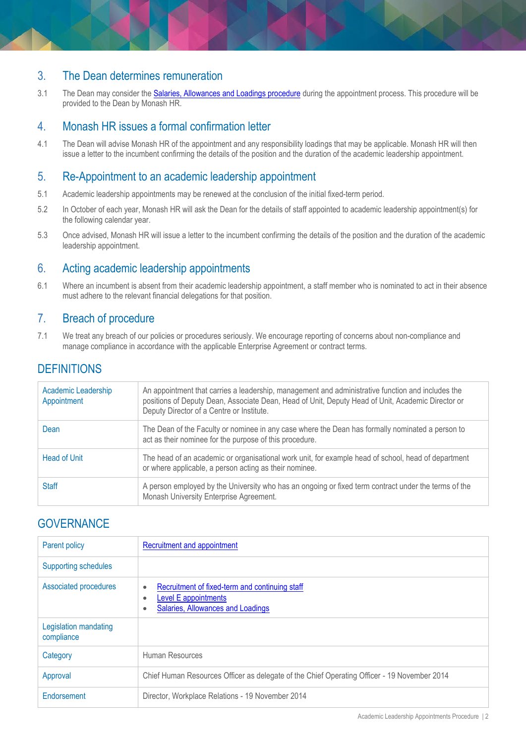## 3. The Dean determines remuneration

3.1 The Dean may consider the [Salaries, Allowances and Loadings procedure] during the appointment process. This procedure will be provided to the Dean by Monash HR.

## 4. Monash HR issues a formal confirmation letter

4.1 The Dean will advise Monash HR of the appointment and any responsibility loadings that may be applicable. Monash HR will then issue a letter to the incumbent confirming the details of the position and the duration of the academic leadership appointment.

## 5. Re-Appointment to an academic leadership appointment

5.1 Academic leadership appointments may be renewed at the conclusion of the initial fixed-term period.

5.2 In October of each year, Monash HR will ask the Dean for the details of staff appointed to academic leadership appointment(s) for the following calendar year.

5.3 Once advised, Monash HR will issue a letter to the incumbent confirming the details of the position and the duration of the academic leadership appointment.

## 6. Acting academic leadership appointments

6.1 Where an incumbent is absent from their academic leadership appointment, a staff member who is nominated to act in their absence must adhere to the relevant financial delegations for that position.

## 7. Breach of procedure

7.1 We treat any breach of our policies or procedures seriously. We encourage reporting of concerns about non-compliance and manage compliance in accordance with the applicable Enterprise Agreement or contract terms.

# DEFINITIONS

| Term | Definition |
|---|---|
| Academic Leadership Appointment | An appointment that carries a leadership, management and administrative function and includes the positions of Deputy Dean, Associate Dean, Head of Unit, Deputy Head of Unit, Academic Director or Deputy Director of a Centre or Institute. |
| Dean | The Dean of the Faculty or nominee in any case where the Dean has formally nominated a person to act as their nominee for the purpose of this procedure. |
| Head of Unit | The head of an academic or organisational work unit, for example head of school, head of department or where applicable, a person acting as their nominee. |
| Staff | A person employed by the University who has an ongoing or fixed term contract under the terms of the Monash University Enterprise Agreement. |

# GOVERNANCE

| Item | Details |
|---|---|
| Parent policy | Recruitment and appointment |
| Supporting schedules | |
| Associated procedures | • Recruitment of fixed-term and continuing staff<br>• Level E appointments<br>• Salaries, Allowances and Loadings |
| Legislation mandating compliance | |
| Category | Human Resources |
| Approval | Chief Human Resources Officer as delegate of the Chief Operating Officer - 19 November 2014 |
| Endorsement | Director, Workplace Relations - 19 November 2014 |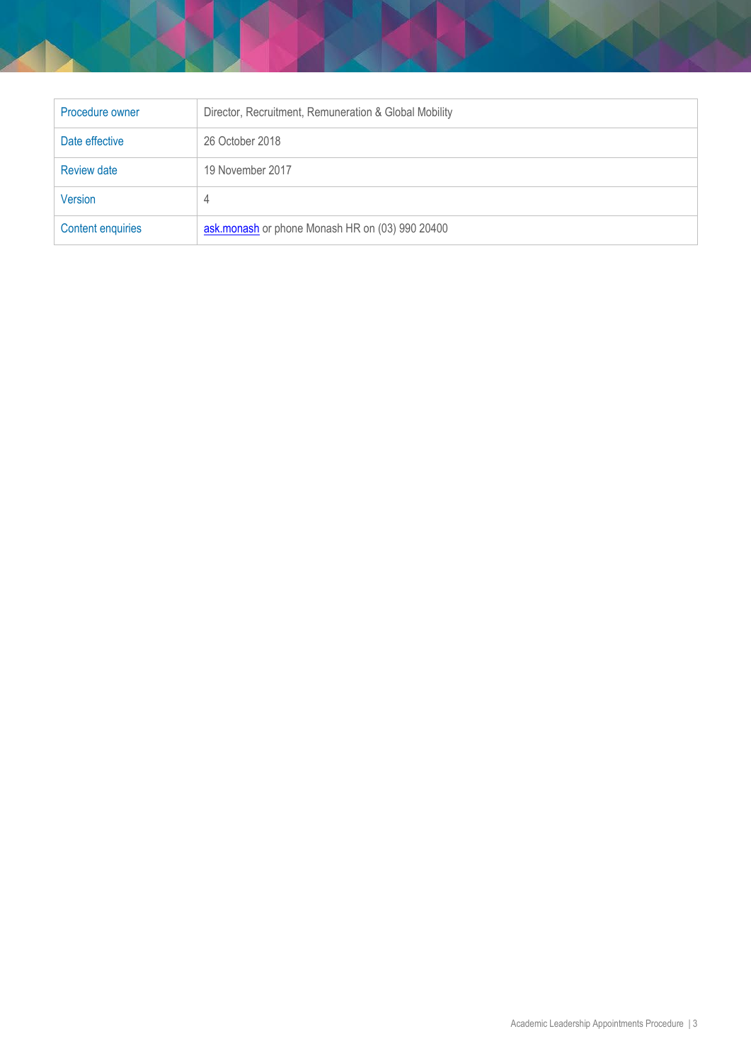| | |
|---|---|
| Procedure owner | Director, Recruitment, Remuneration & Global Mobility |
| Date effective | 26 October 2018 |
| Review date | 19 November 2017 |
| Version | 4 |
| Content enquiries | ask.monash or phone Monash HR on (03) 990 20400 |